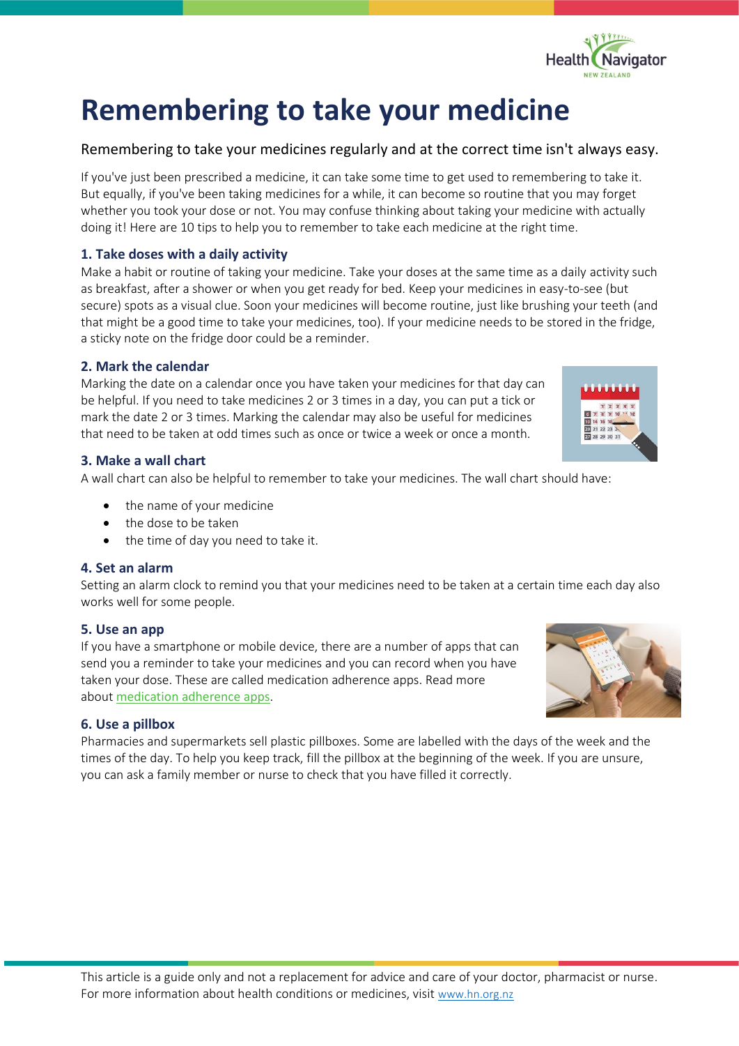# Remembering to take your medicine

Remembering to take your medicines regularly and at the correct time isn't always easy.

If you've just been prescribed a medicine, it can take some time to get used to remembering to take it. But equally, if you've been taking medicines for a while, it can become so routine that you may forget whether you took your dose or not. You may confuse thinking about taking your medicine with actually doing it! Here are 10 tips to help you to remember to take each medicine at the right time.

### 1. Take doses with a daily activity

Make a habit or routine of taking your medicine. Take your doses at the same time as a daily activity such as breakfast, after a shower or when you get ready for bed. Keep your medicines in easy-to-see (but secure) spots as a visual clue. Soon your medicines will become routine, just like brushing your teeth (and that might be a good time to take your medicines, too). If your medicine needs to be stored in the fridge, a sticky note on the fridge door could be a reminder.

### 2. Mark the calendar

Marking the date on a calendar once you have taken your medicines for that day can be helpful. If you need to take medicines 2 or 3 times in a day, you can put a tick or mark the date 2 or 3 times. Marking the calendar may also be useful for medicines that need to be taken at odd times such as once or twice a week or once a month.

### 3. Make a wall chart

A wall chart can also be helpful to remember to take your medicines. The wall chart should have:

- the name of your medicine
- the dose to be taken
- the time of day you need to take it.

### 4. Set an alarm

Setting an alarm clock to remind you that your medicines need to be taken at a certain time each day also works well for some people.

### 5. Use an app

If you have a smartphone or mobile device, there are a number of apps that can send you a reminder to take your medicines and you can record when you have taken your dose. These are called medication adherence apps. Read more about medication adherence apps.

### 6. Use a pillbox

Pharmacies and supermarkets sell plastic pillboxes. Some are labelled with the days of the week and the times of the day. To help you keep track, fill the pillbox at the beginning of the week. If you are unsure, you can ask a family member or nurse to check that you have filled it correctly.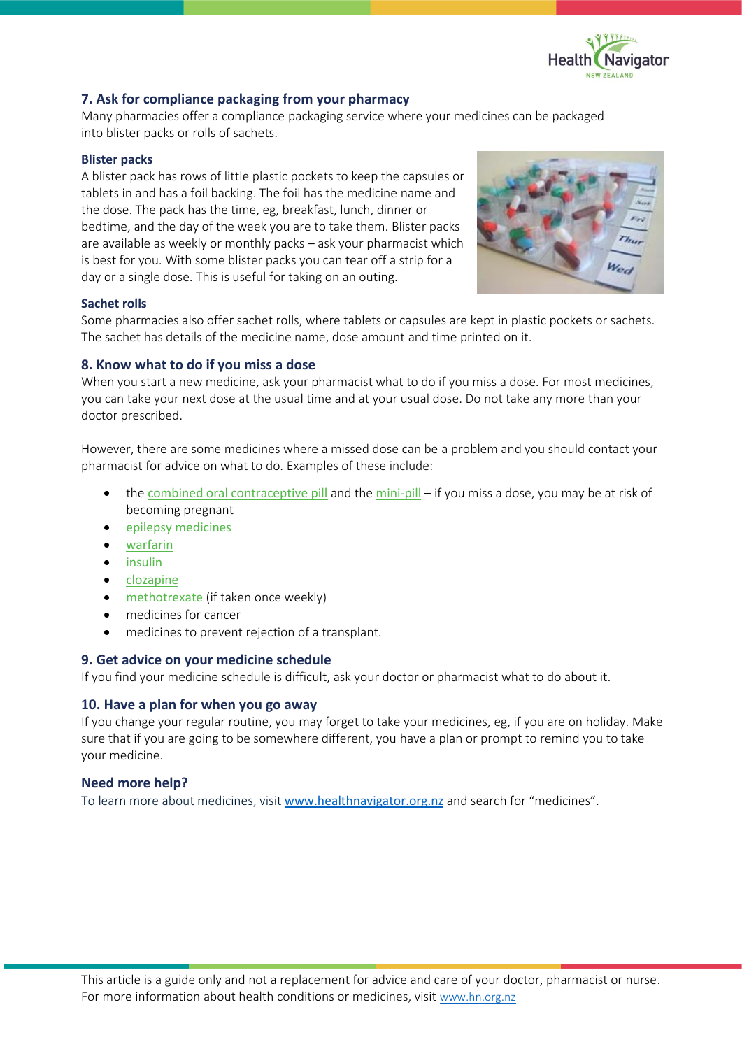## 7. Ask for compliance packaging from your pharmacy

Many pharmacies offer a compliance packaging service where your medicines can be packaged into blister packs or rolls of sachets.

### Blister packs

A blister pack has rows of little plastic pockets to keep the capsules or tablets in and has a foil backing. The foil has the medicine name and the dose. The pack has the time, eg, breakfast, lunch, dinner or bedtime, and the day of the week you are to take them. Blister packs are available as weekly or monthly packs – ask your pharmacist which is best for you. With some blister packs you can tear off a strip for a day or a single dose. This is useful for taking on an outing.

### Sachet rolls

Some pharmacies also offer sachet rolls, where tablets or capsules are kept in plastic pockets or sachets. The sachet has details of the medicine name, dose amount and time printed on it.

## 8. Know what to do if you miss a dose

When you start a new medicine, ask your pharmacist what to do if you miss a dose. For most medicines, you can take your next dose at the usual time and at your usual dose. Do not take any more than your doctor prescribed.

However, there are some medicines where a missed dose can be a problem and you should contact your pharmacist for advice on what to do. Examples of these include:

- the combined oral contraceptive pill and the mini-pill – if you miss a dose, you may be at risk of becoming pregnant
- epilepsy medicines
- warfarin
- insulin
- clozapine
- methotrexate (if taken once weekly)
- medicines for cancer
- medicines to prevent rejection of a transplant.

## 9. Get advice on your medicine schedule

If you find your medicine schedule is difficult, ask your doctor or pharmacist what to do about it.

## 10. Have a plan for when you go away

If you change your regular routine, you may forget to take your medicines, eg, if you are on holiday. Make sure that if you are going to be somewhere different, you have a plan or prompt to remind you to take your medicine.

## Need more help?

To learn more about medicines, visit www.healthnavigator.org.nz and search for "medicines".

This article is a guide only and not a replacement for advice and care of your doctor, pharmacist or nurse. For more information about health conditions or medicines, visit www.hn.org.nz